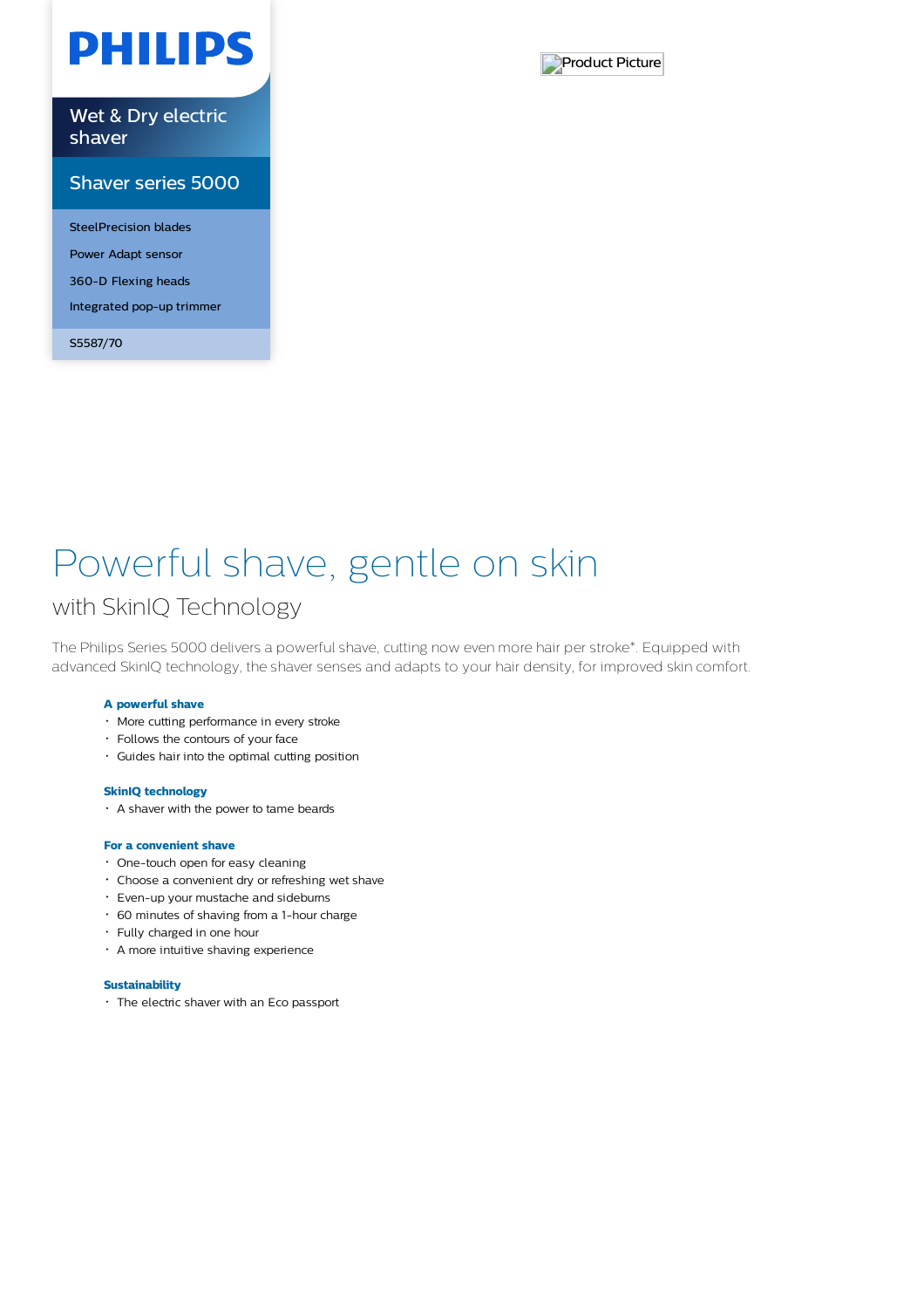PHILIPS

Wet & Dry electric shaver

Shaver series 5000

SteelPrecision blades

Power Adapt sensor

360-D Flexing heads

Integrated pop-up trimmer

S5587/70

Product Picture

# Powerful shave, gentle on skin

## with SkinIQ Technology

The Philips Series 5000 delivers a powerful shave, cutting now even more hair per stroke*. Equipped with advanced SkinIQ technology, the shaver senses and adapts to your hair density, for improved skin comfort.

**A powerful shave**

- More cutting performance in every stroke
- Follows the contours of your face
- Guides hair into the optimal cutting position

**SkinIQ technology**

- A shaver with the power to tame beards

**For a convenient shave**

- One-touch open for easy cleaning
- Choose a convenient dry or refreshing wet shave
- Even-up your mustache and sideburns
- 60 minutes of shaving from a 1-hour charge
- Fully charged in one hour
- A more intuitive shaving experience

**Sustainability**

- The electric shaver with an Eco passport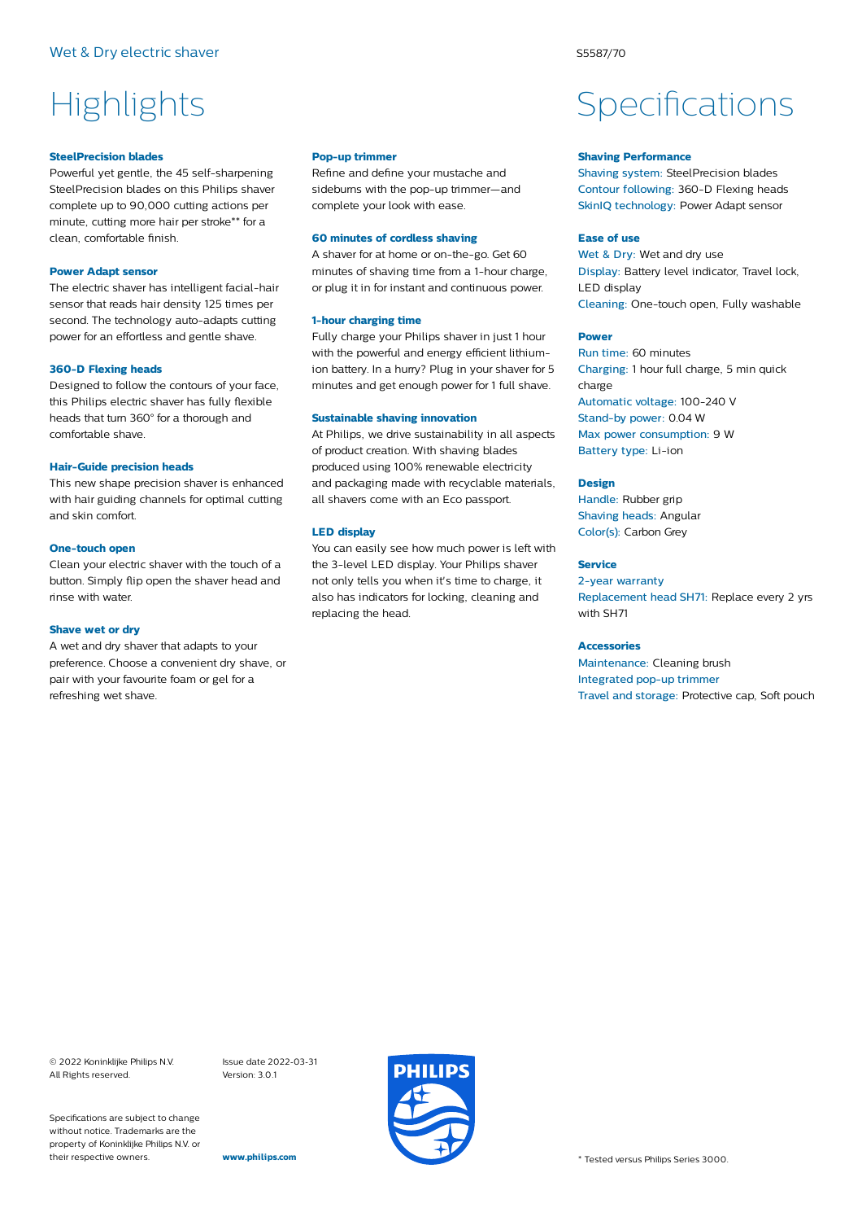Wet & Dry electric shaver

S5587/70

# Highlights

### SteelPrecision blades

Powerful yet gentle, the 45 self-sharpening SteelPrecision blades on this Philips shaver complete up to 90,000 cutting actions per minute, cutting more hair per stroke** for a clean, comfortable finish.

### Power Adapt sensor

The electric shaver has intelligent facial-hair sensor that reads hair density 125 times per second. The technology auto-adapts cutting power for an effortless and gentle shave.

### 360-D Flexing heads

Designed to follow the contours of your face, this Philips electric shaver has fully flexible heads that turn 360° for a thorough and comfortable shave.

### Hair-Guide precision heads

This new shape precision shaver is enhanced with hair guiding channels for optimal cutting and skin comfort.

### One-touch open

Clean your electric shaver with the touch of a button. Simply flip open the shaver head and rinse with water.

### Shave wet or dry

A wet and dry shaver that adapts to your preference. Choose a convenient dry shave, or pair with your favourite foam or gel for a refreshing wet shave.

### Pop-up trimmer

Refine and define your mustache and sideburns with the pop-up trimmer—and complete your look with ease.

### 60 minutes of cordless shaving

A shaver for at home or on-the-go. Get 60 minutes of shaving time from a 1-hour charge, or plug it in for instant and continuous power.

### 1-hour charging time

Fully charge your Philips shaver in just 1 hour with the powerful and energy efficient lithium-ion battery. In a hurry? Plug in your shaver for 5 minutes and get enough power for 1 full shave.

### Sustainable shaving innovation

At Philips, we drive sustainability in all aspects of product creation. With shaving blades produced using 100% renewable electricity and packaging made with recyclable materials, all shavers come with an Eco passport.

### LED display

You can easily see how much power is left with the 3-level LED display. Your Philips shaver not only tells you when it's time to charge, it also has indicators for locking, cleaning and replacing the head.

# Specifications

### Shaving Performance

- Shaving system: SteelPrecision blades
- Contour following: 360-D Flexing heads
- SkinIQ technology: Power Adapt sensor

### Ease of use

- Wet & Dry: Wet and dry use
- Display: Battery level indicator, Travel lock, LED display
- Cleaning: One-touch open, Fully washable

### Power

- Run time: 60 minutes
- Charging: 1 hour full charge, 5 min quick charge
- Automatic voltage: 100-240 V
- Stand-by power: 0.04 W
- Max power consumption: 9 W
- Battery type: Li-ion

### Design

- Handle: Rubber grip
- Shaving heads: Angular
- Color(s): Carbon Grey

### Service

- 2-year warranty
- Replacement head SH71: Replace every 2 yrs with SH71

### Accessories

- Maintenance: Cleaning brush
- Integrated pop-up trimmer
- Travel and storage: Protective cap, Soft pouch

© 2022 Koninklijke Philips N.V.
All Rights reserved.

Issue date 2022-03-31
Version: 3.0.1

Specifications are subject to change without notice. Trademarks are the property of Koninklijke Philips N.V. or their respective owners.

www.philips.com

PHILIPS

* Tested versus Philips Series 3000.